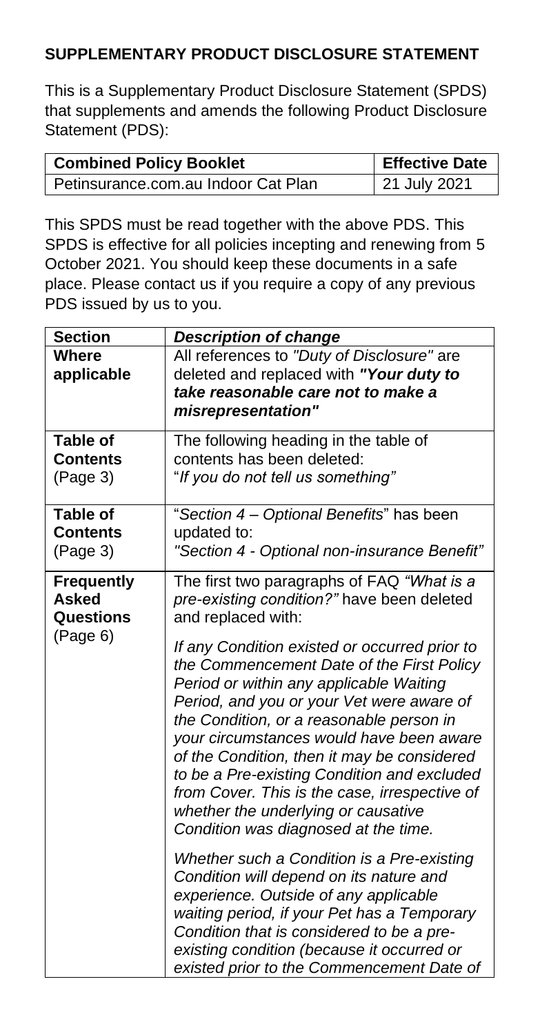**SUPPLEMENTARY PRODUCT DISCLOSURE STATEMENT**

This is a Supplementary Product Disclosure Statement (SPDS) that supplements and amends the following Product Disclosure Statement (PDS):

| Combined Policy Booklet | Effective Date |
|---|---|
| Petinsurance.com.au Indoor Cat Plan | 21 July 2021 |

This SPDS must be read together with the above PDS. This SPDS is effective for all policies incepting and renewing from 5 October 2021. You should keep these documents in a safe place. Please contact us if you require a copy of any previous PDS issued by us to you.

| Section | *Description of change* |
|---|---|
| **Where applicable** | All references to *"Duty of Disclosure"* are deleted and replaced with ***"Your duty to take reasonable care not to make a misrepresentation"*** |
| **Table of Contents** (Page 3) | The following heading in the table of contents has been deleted: "*If you do not tell us something"* |
| **Table of Contents** (Page 3) | "*Section 4 – Optional Benefits*" has been updated to: *"Section 4 - Optional non-insurance Benefit"* |
| **Frequently Asked Questions** (Page 6) | The first two paragraphs of FAQ *"What is a pre-existing condition?"* have been deleted and replaced with: *If any Condition existed or occurred prior to the Commencement Date of the First Policy Period or within any applicable Waiting Period, and you or your Vet were aware of the Condition, or a reasonable person in your circumstances would have been aware of the Condition, then it may be considered to be a Pre-existing Condition and excluded from Cover. This is the case, irrespective of whether the underlying or causative Condition was diagnosed at the time.* *Whether such a Condition is a Pre-existing Condition will depend on its nature and experience. Outside of any applicable waiting period, if your Pet has a Temporary Condition that is considered to be a pre-existing condition (because it occurred or existed prior to the Commencement Date of* |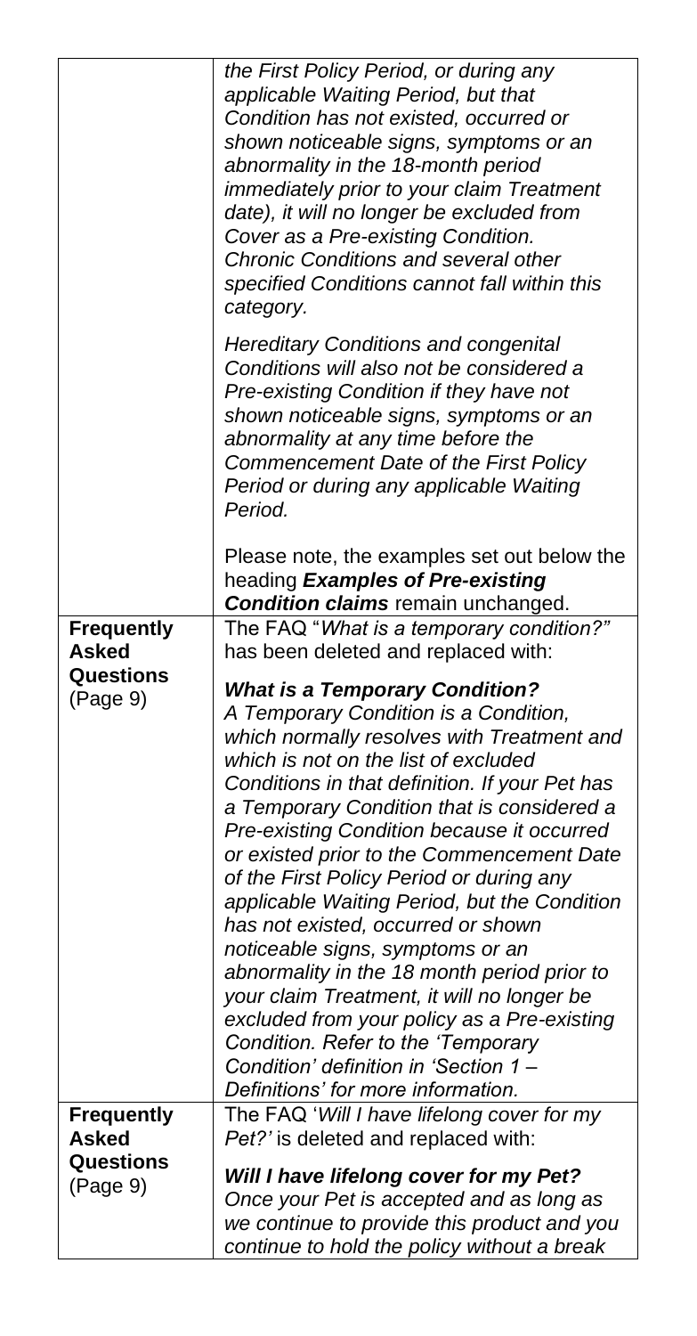| | |
|---|---|
| | *the First Policy Period, or during any applicable Waiting Period, but that Condition has not existed, occurred or shown noticeable signs, symptoms or an abnormality in the 18-month period immediately prior to your claim Treatment date), it will no longer be excluded from Cover as a Pre-existing Condition. Chronic Conditions and several other specified Conditions cannot fall within this category.*<br><br>*Hereditary Conditions and congenital Conditions will also not be considered a Pre-existing Condition if they have not shown noticeable signs, symptoms or an abnormality at any time before the Commencement Date of the First Policy Period or during any applicable Waiting Period.*<br><br>Please note, the examples set out below the heading ***Examples of Pre-existing Condition claims*** remain unchanged. |
| **Frequently Asked Questions** (Page 9) | The FAQ "*What is a temporary condition?"* has been deleted and replaced with:<br><br>***What is a Temporary Condition?***<br>*A Temporary Condition is a Condition, which normally resolves with Treatment and which is not on the list of excluded Conditions in that definition. If your Pet has a Temporary Condition that is considered a Pre-existing Condition because it occurred or existed prior to the Commencement Date of the First Policy Period or during any applicable Waiting Period, but the Condition has not existed, occurred or shown noticeable signs, symptoms or an abnormality in the 18 month period prior to your claim Treatment, it will no longer be excluded from your policy as a Pre-existing Condition. Refer to the 'Temporary Condition' definition in 'Section 1 – Definitions' for more information.* |
| **Frequently Asked Questions** (Page 9) | The FAQ '*Will I have lifelong cover for my Pet?'* is deleted and replaced with:<br><br>***Will I have lifelong cover for my Pet?***<br>*Once your Pet is accepted and as long as we continue to provide this product and you continue to hold the policy without a break* |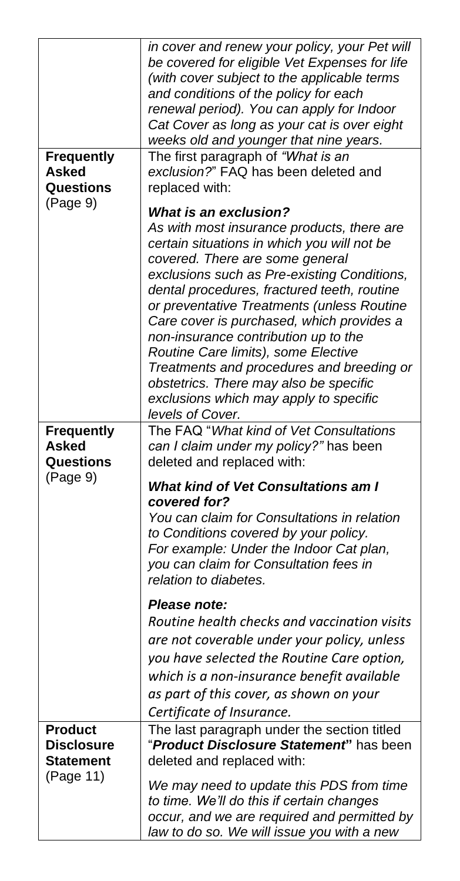| | |
|---|---|
| | *in cover and renew your policy, your Pet will be covered for eligible Vet Expenses for life (with cover subject to the applicable terms and conditions of the policy for each renewal period). You can apply for Indoor Cat Cover as long as your cat is over eight weeks old and younger that nine years.* |
| **Frequently Asked Questions** (Page 9) | The first paragraph of *"What is an exclusion?"* FAQ has been deleted and replaced with:<br><br>***What is an exclusion?***<br>*As with most insurance products, there are certain situations in which you will not be covered. There are some general exclusions such as Pre-existing Conditions, dental procedures, fractured teeth, routine or preventative Treatments (unless Routine Care cover is purchased, which provides a non-insurance contribution up to the Routine Care limits), some Elective Treatments and procedures and breeding or obstetrics. There may also be specific exclusions which may apply to specific levels of Cover.* |
| **Frequently Asked Questions** (Page 9) | The FAQ "*What kind of Vet Consultations can I claim under my policy?"* has been deleted and replaced with:<br><br>***What kind of Vet Consultations am I covered for?***<br>*You can claim for Consultations in relation to Conditions covered by your policy. For example: Under the Indoor Cat plan, you can claim for Consultation fees in relation to diabetes.*<br><br>***Please note:***<br>*Routine health checks and vaccination visits are not coverable under your policy, unless you have selected the Routine Care option, which is a non-insurance benefit available as part of this cover, as shown on your Certificate of Insurance.* |
| **Product Disclosure Statement** (Page 11) | The last paragraph under the section titled "***Product Disclosure Statement*"** has been deleted and replaced with:<br><br>*We may need to update this PDS from time to time. We'll do this if certain changes occur, and we are required and permitted by law to do so. We will issue you with a new* |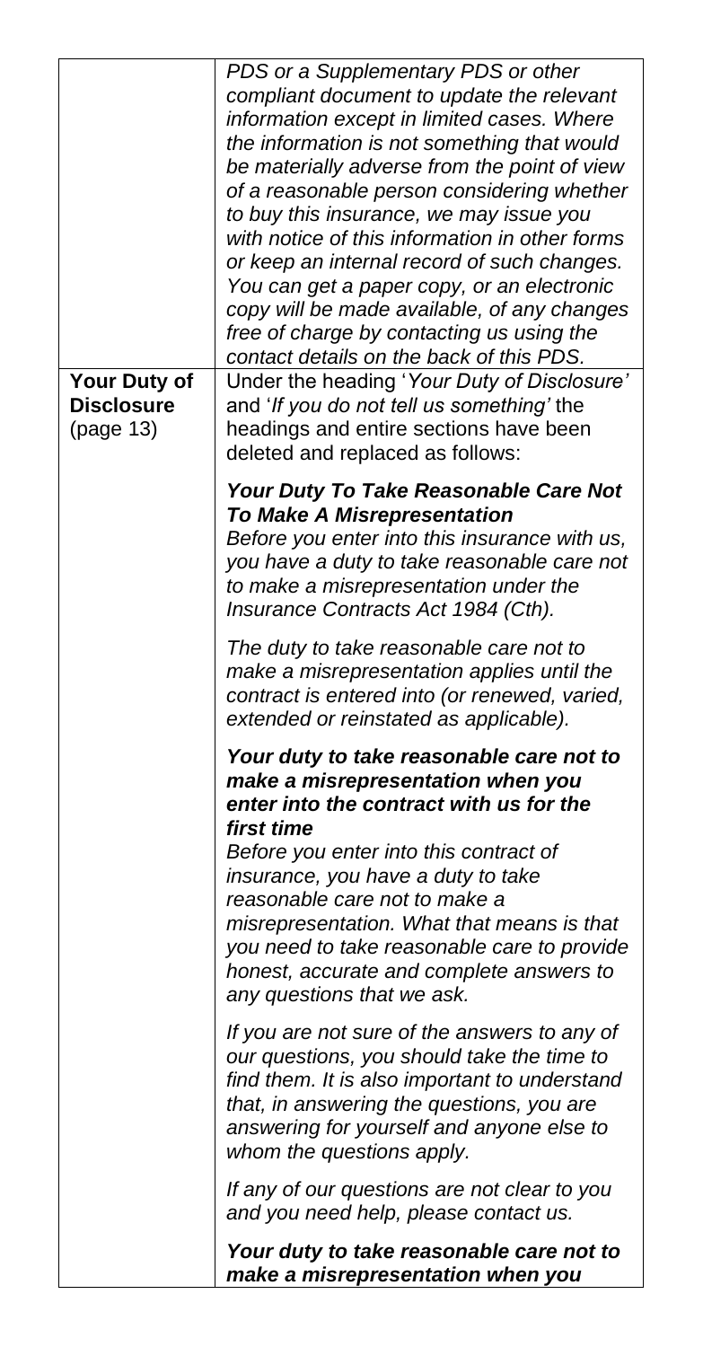| | |
|---|---|
| | *PDS or a Supplementary PDS or other compliant document to update the relevant information except in limited cases. Where the information is not something that would be materially adverse from the point of view of a reasonable person considering whether to buy this insurance, we may issue you with notice of this information in other forms or keep an internal record of such changes. You can get a paper copy, or an electronic copy will be made available, of any changes free of charge by contacting us using the contact details on the back of this PDS.* |
| **Your Duty of Disclosure** (page 13) | Under the heading '*Your Duty of Disclosure*' and '*If you do not tell us something*' the headings and entire sections have been deleted and replaced as follows:<br><br>***Your Duty To Take Reasonable Care Not To Make A Misrepresentation***<br>*Before you enter into this insurance with us, you have a duty to take reasonable care not to make a misrepresentation under the Insurance Contracts Act 1984 (Cth).*<br><br>*The duty to take reasonable care not to make a misrepresentation applies until the contract is entered into (or renewed, varied, extended or reinstated as applicable).*<br><br>***Your duty to take reasonable care not to make a misrepresentation when you enter into the contract with us for the first time***<br>*Before you enter into this contract of insurance, you have a duty to take reasonable care not to make a misrepresentation. What that means is that you need to take reasonable care to provide honest, accurate and complete answers to any questions that we ask.*<br><br>*If you are not sure of the answers to any of our questions, you should take the time to find them. It is also important to understand that, in answering the questions, you are answering for yourself and anyone else to whom the questions apply.*<br><br>*If any of our questions are not clear to you and you need help, please contact us.*<br><br>***Your duty to take reasonable care not to make a misrepresentation when you*** |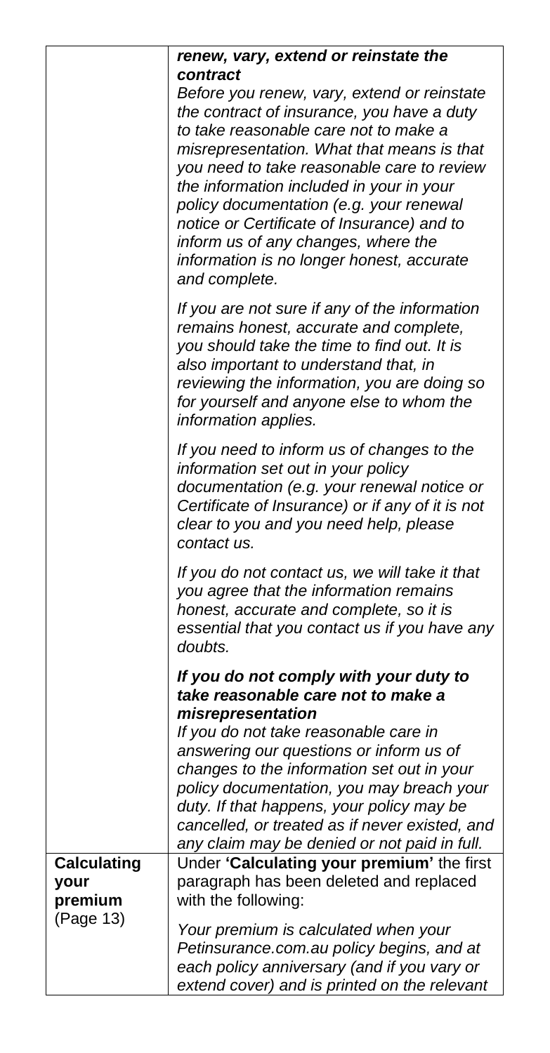| | |
|---|---|
| | ***renew, vary, extend or reinstate the contract***<br>*Before you renew, vary, extend or reinstate the contract of insurance, you have a duty to take reasonable care not to make a misrepresentation. What that means is that you need to take reasonable care to review the information included in your in your policy documentation (e.g. your renewal notice or Certificate of Insurance) and to inform us of any changes, where the information is no longer honest, accurate and complete.*<br><br>*If you are not sure if any of the information remains honest, accurate and complete, you should take the time to find out. It is also important to understand that, in reviewing the information, you are doing so for yourself and anyone else to whom the information applies.*<br><br>*If you need to inform us of changes to the information set out in your policy documentation (e.g. your renewal notice or Certificate of Insurance) or if any of it is not clear to you and you need help, please contact us.*<br><br>*If you do not contact us, we will take it that you agree that the information remains honest, accurate and complete, so it is essential that you contact us if you have any doubts.*<br><br>***If you do not comply with your duty to take reasonable care not to make a misrepresentation***<br>*If you do not take reasonable care in answering our questions or inform us of changes to the information set out in your policy documentation, you may breach your duty. If that happens, your policy may be cancelled, or treated as if never existed, and any claim may be denied or not paid in full.* |
| **Calculating your premium** (Page 13) | Under **'Calculating your premium'** the first paragraph has been deleted and replaced with the following:<br><br>*Your premium is calculated when your Petinsurance.com.au policy begins, and at each policy anniversary (and if you vary or extend cover) and is printed on the relevant* |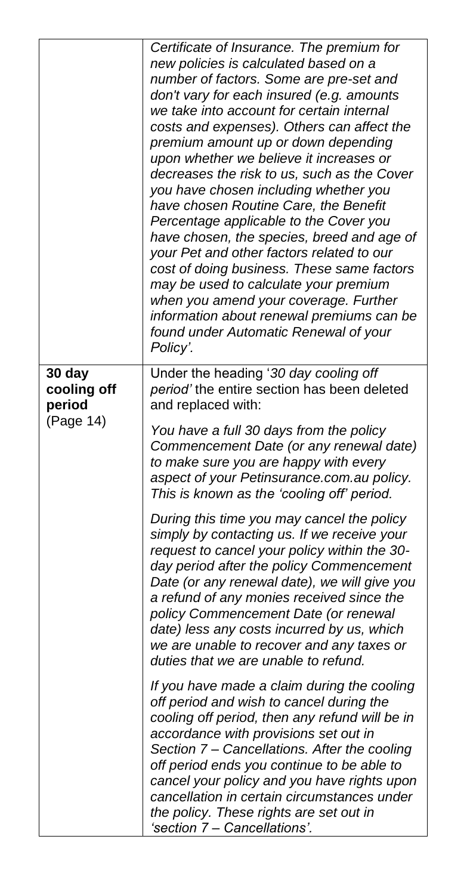| | |
|---|---|
| | *Certificate of Insurance. The premium for new policies is calculated based on a number of factors. Some are pre-set and don't vary for each insured (e.g. amounts we take into account for certain internal costs and expenses). Others can affect the premium amount up or down depending upon whether we believe it increases or decreases the risk to us, such as the Cover you have chosen including whether you have chosen Routine Care, the Benefit Percentage applicable to the Cover you have chosen, the species, breed and age of your Pet and other factors related to our cost of doing business. These same factors may be used to calculate your premium when you amend your coverage. Further information about renewal premiums can be found under Automatic Renewal of your Policy'.* |
| **30 day cooling off period** (Page 14) | Under the heading '*30 day cooling off period'* the entire section has been deleted and replaced with:<br><br>*You have a full 30 days from the policy Commencement Date (or any renewal date) to make sure you are happy with every aspect of your Petinsurance.com.au policy. This is known as the 'cooling off' period.*<br><br>*During this time you may cancel the policy simply by contacting us. If we receive your request to cancel your policy within the 30-day period after the policy Commencement Date (or any renewal date), we will give you a refund of any monies received since the policy Commencement Date (or renewal date) less any costs incurred by us, which we are unable to recover and any taxes or duties that we are unable to refund.*<br><br>*If you have made a claim during the cooling off period and wish to cancel during the cooling off period, then any refund will be in accordance with provisions set out in Section 7 – Cancellations. After the cooling off period ends you continue to be able to cancel your policy and you have rights upon cancellation in certain circumstances under the policy. These rights are set out in 'section 7 – Cancellations'.* |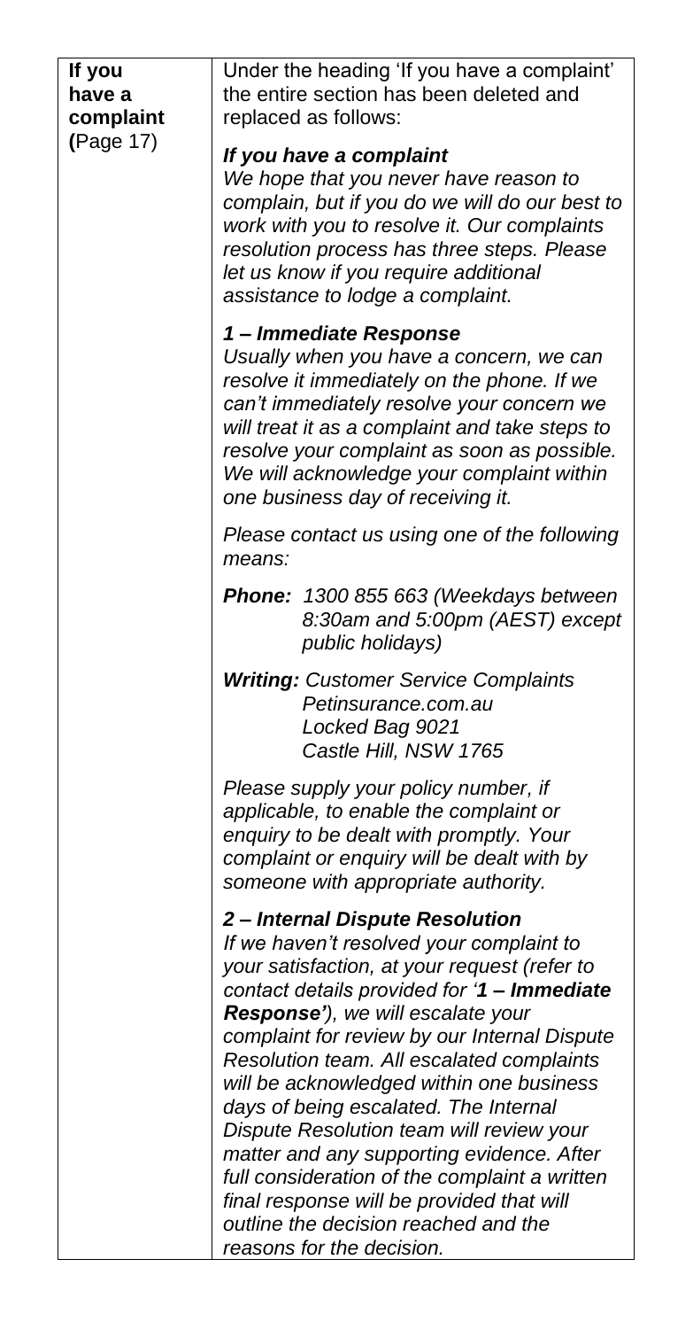| | |
|---|---|
| **If you have a complaint (**Page 17) | Under the heading 'If you have a complaint' the entire section has been deleted and replaced as follows:<br><br>***If you have a complaint***<br>*We hope that you never have reason to complain, but if you do we will do our best to work with you to resolve it. Our complaints resolution process has three steps. Please let us know if you require additional assistance to lodge a complaint.*<br><br>***1 – Immediate Response***<br>*Usually when you have a concern, we can resolve it immediately on the phone. If we can't immediately resolve your concern we will treat it as a complaint and take steps to resolve your complaint as soon as possible. We will acknowledge your complaint within one business day of receiving it.*<br><br>*Please contact us using one of the following means:*<br><br>***Phone:*** *1300 855 663 (Weekdays between 8:30am and 5:00pm (AEST) except public holidays)*<br><br>***Writing:*** *Customer Service Complaints*<br>*Petinsurance.com.au*<br>*Locked Bag 9021*<br>*Castle Hill, NSW 1765*<br><br>*Please supply your policy number, if applicable, to enable the complaint or enquiry to be dealt with promptly. Your complaint or enquiry will be dealt with by someone with appropriate authority.*<br><br>***2 – Internal Dispute Resolution***<br>*If we haven't resolved your complaint to your satisfaction, at your request (refer to contact details provided for '**1 – Immediate Response'**), we will escalate your complaint for review by our Internal Dispute Resolution team. All escalated complaints will be acknowledged within one business days of being escalated. The Internal Dispute Resolution team will review your matter and any supporting evidence. After full consideration of the complaint a written final response will be provided that will outline the decision reached and the reasons for the decision.* |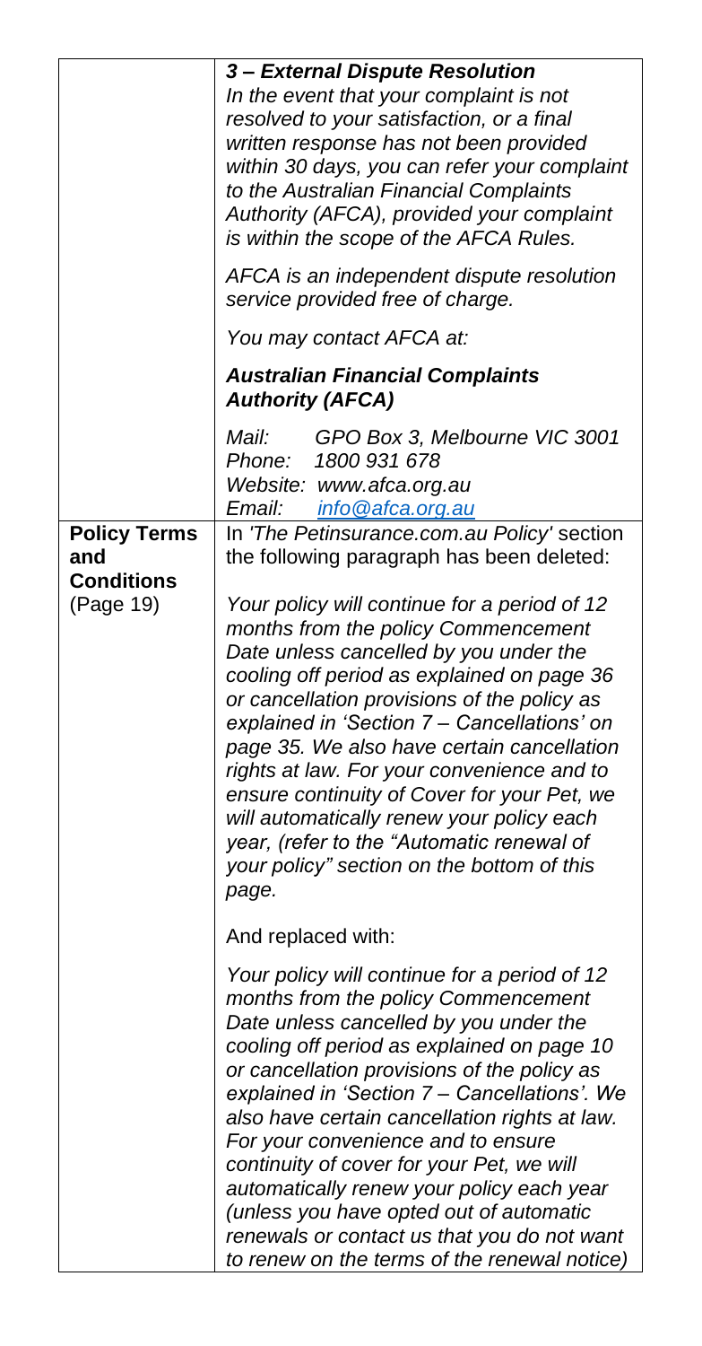| | |
|---|---|
| | ***3 – External Dispute Resolution***<br>*In the event that your complaint is not resolved to your satisfaction, or a final written response has not been provided within 30 days, you can refer your complaint to the Australian Financial Complaints Authority (AFCA), provided your complaint is within the scope of the AFCA Rules.*<br><br>*AFCA is an independent dispute resolution service provided free of charge.*<br><br>*You may contact AFCA at:*<br><br>***Australian Financial Complaints Authority (AFCA)***<br><br>*Mail: GPO Box 3, Melbourne VIC 3001*<br>*Phone: 1800 931 678*<br>*Website: www.afca.org.au*<br>*Email: info@afca.org.au* |
| **Policy Terms and Conditions** (Page 19) | In *'The Petinsurance.com.au Policy'* section the following paragraph has been deleted:<br><br>*Your policy will continue for a period of 12 months from the policy Commencement Date unless cancelled by you under the cooling off period as explained on page 36 or cancellation provisions of the policy as explained in 'Section 7 – Cancellations' on page 35. We also have certain cancellation rights at law. For your convenience and to ensure continuity of Cover for your Pet, we will automatically renew your policy each year, (refer to the "Automatic renewal of your policy" section on the bottom of this page.*<br><br>And replaced with:<br><br>*Your policy will continue for a period of 12 months from the policy Commencement Date unless cancelled by you under the cooling off period as explained on page 10 or cancellation provisions of the policy as explained in 'Section 7 – Cancellations'. We also have certain cancellation rights at law. For your convenience and to ensure continuity of cover for your Pet, we will automatically renew your policy each year (unless you have opted out of automatic renewals or contact us that you do not want to renew on the terms of the renewal notice)* |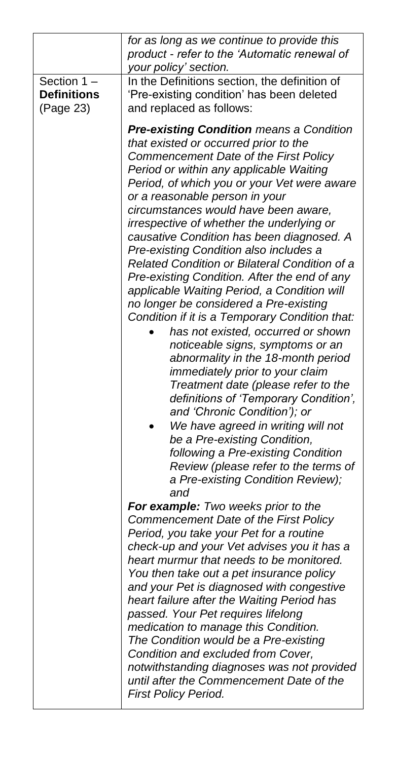| | |
|---|---|
| | *for as long as we continue to provide this product - refer to the 'Automatic renewal of your policy' section.* |
| Section 1 – **Definitions** (Page 23) | In the Definitions section, the definition of 'Pre-existing condition' has been deleted and replaced as follows:<br><br>***Pre-existing Condition** means a Condition that existed or occurred prior to the Commencement Date of the First Policy Period or within any applicable Waiting Period, of which you or your Vet were aware or a reasonable person in your circumstances would have been aware, irrespective of whether the underlying or causative Condition has been diagnosed. A Pre-existing Condition also includes a Related Condition or Bilateral Condition of a Pre-existing Condition. After the end of any applicable Waiting Period, a Condition will no longer be considered a Pre-existing Condition if it is a Temporary Condition that:*<br>• *has not existed, occurred or shown noticeable signs, symptoms or an abnormality in the 18-month period immediately prior to your claim Treatment date (please refer to the definitions of 'Temporary Condition', and 'Chronic Condition'); or*<br>• *We have agreed in writing will not be a Pre-existing Condition, following a Pre-existing Condition Review (please refer to the terms of a Pre-existing Condition Review); and*<br><br>***For example:** Two weeks prior to the Commencement Date of the First Policy Period, you take your Pet for a routine check-up and your Vet advises you it has a heart murmur that needs to be monitored. You then take out a pet insurance policy and your Pet is diagnosed with congestive heart failure after the Waiting Period has passed. Your Pet requires lifelong medication to manage this Condition. The Condition would be a Pre-existing Condition and excluded from Cover, notwithstanding diagnoses was not provided until after the Commencement Date of the First Policy Period.* |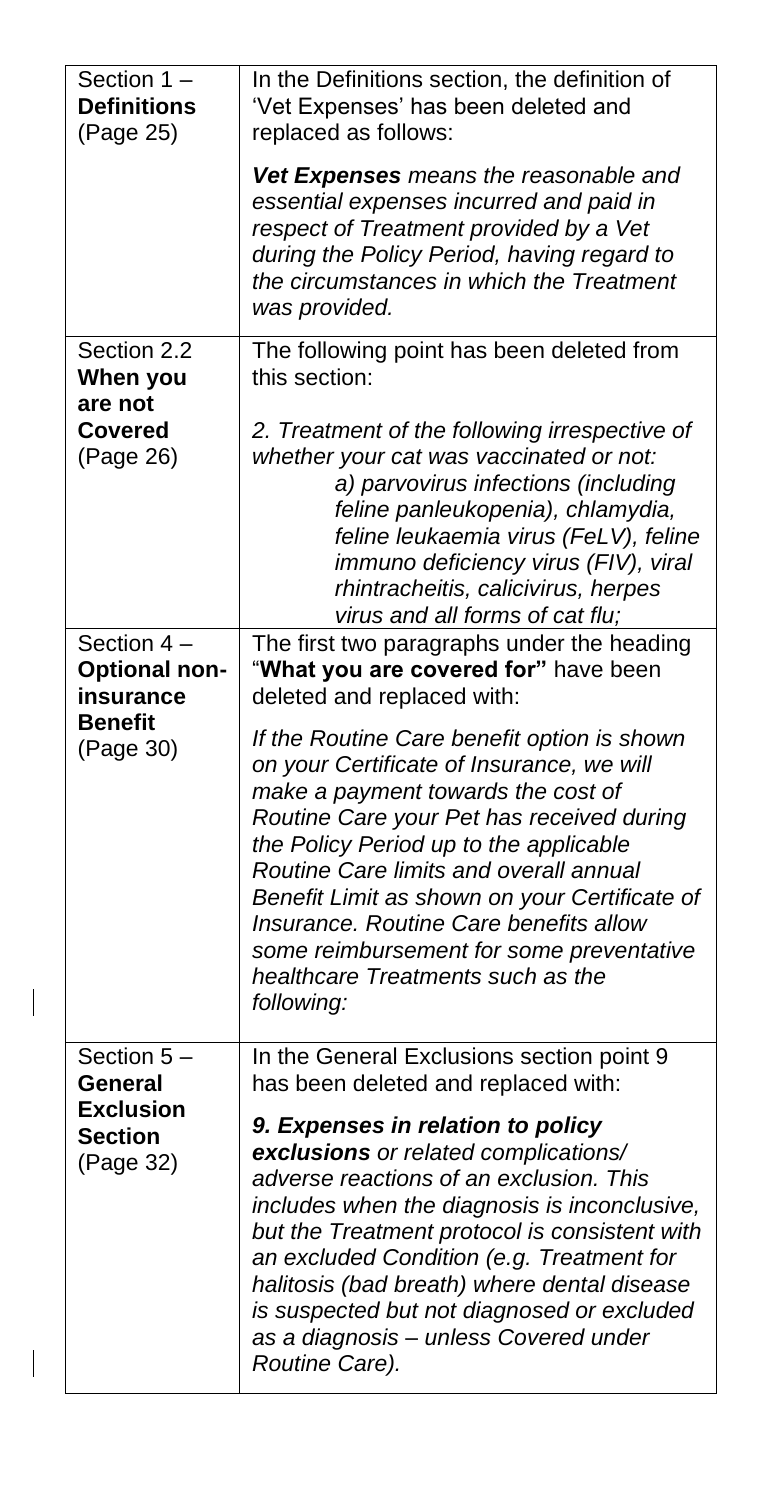| | |
|---|---|
| Section 1 – **Definitions** (Page 25) | In the Definitions section, the definition of 'Vet Expenses' has been deleted and replaced as follows:<br><br>***Vet Expenses*** *means the reasonable and essential expenses incurred and paid in respect of Treatment provided by a Vet during the Policy Period, having regard to the circumstances in which the Treatment was provided.* |
| Section 2.2 **When you are not Covered** (Page 26) | The following point has been deleted from this section:<br><br>*2. Treatment of the following irrespective of whether your cat was vaccinated or not:*<br>*a) parvovirus infections (including feline panleukopenia), chlamydia, feline leukaemia virus (FeLV), feline immuno deficiency virus (FIV), viral rhintracheitis, calicivirus, herpes virus and all forms of cat flu;* |
| Section 4 – **Optional non-insurance Benefit** (Page 30) | The first two paragraphs under the heading "**What you are covered for"** have been deleted and replaced with:<br><br>*If the Routine Care benefit option is shown on your Certificate of Insurance, we will make a payment towards the cost of Routine Care your Pet has received during the Policy Period up to the applicable Routine Care limits and overall annual Benefit Limit as shown on your Certificate of Insurance. Routine Care benefits allow some reimbursement for some preventative healthcare Treatments such as the following:* |
| Section 5 – **General Exclusion Section** (Page 32) | In the General Exclusions section point 9 has been deleted and replaced with:<br><br>***9. Expenses in relation to policy exclusions*** *or related complications/ adverse reactions of an exclusion. This includes when the diagnosis is inconclusive, but the Treatment protocol is consistent with an excluded Condition (e.g. Treatment for halitosis (bad breath) where dental disease is suspected but not diagnosed or excluded as a diagnosis – unless Covered under Routine Care).* |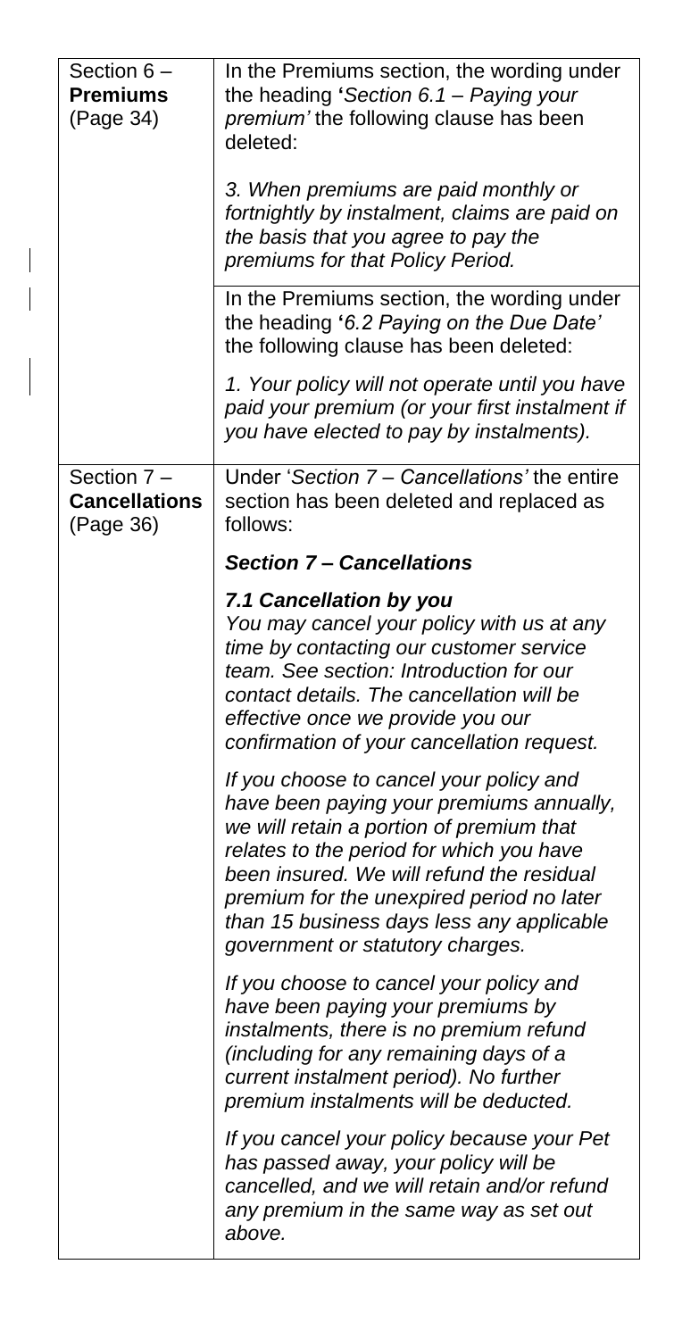| | |
|---|---|
| Section 6 – **Premiums** (Page 34) | In the Premiums section, the wording under the heading **'***Section 6.1 – Paying your premium'* the following clause has been deleted:<br><br>*3. When premiums are paid monthly or fortnightly by instalment, claims are paid on the basis that you agree to pay the premiums for that Policy Period.* |
| | In the Premiums section, the wording under the heading **'***6.2 Paying on the Due Date'* the following clause has been deleted:<br><br>*1. Your policy will not operate until you have paid your premium (or your first instalment if you have elected to pay by instalments).* |
| Section 7 – **Cancellations** (Page 36) | Under '*Section 7 – Cancellations'* the entire section has been deleted and replaced as follows:<br><br>***Section 7 – Cancellations***<br><br>***7.1 Cancellation by you***<br>*You may cancel your policy with us at any time by contacting our customer service team. See section: Introduction for our contact details. The cancellation will be effective once we provide you our confirmation of your cancellation request.*<br><br>*If you choose to cancel your policy and have been paying your premiums annually, we will retain a portion of premium that relates to the period for which you have been insured. We will refund the residual premium for the unexpired period no later than 15 business days less any applicable government or statutory charges.*<br><br>*If you choose to cancel your policy and have been paying your premiums by instalments, there is no premium refund (including for any remaining days of a current instalment period). No further premium instalments will be deducted.*<br><br>*If you cancel your policy because your Pet has passed away, your policy will be cancelled, and we will retain and/or refund any premium in the same way as set out above.* |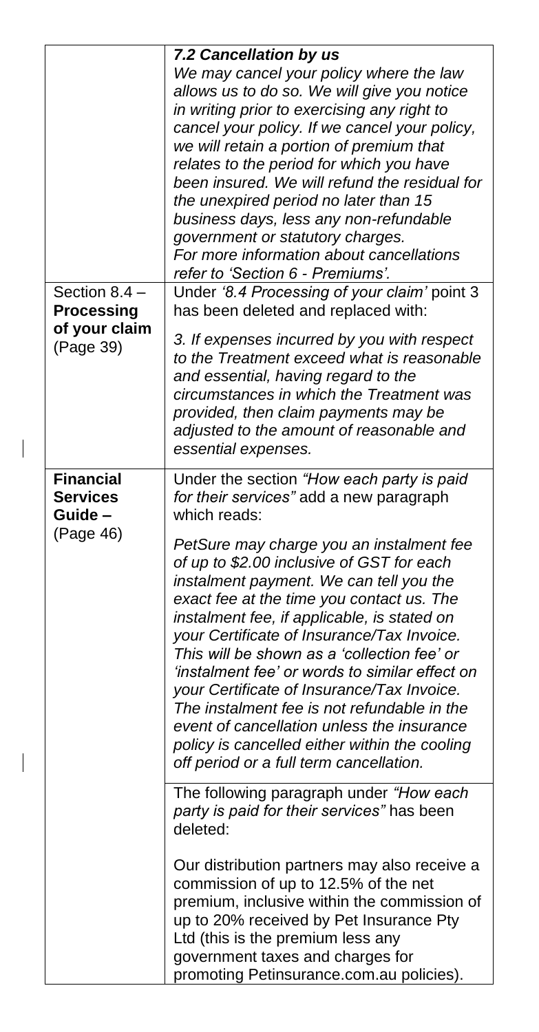| | |
|---|---|
| | ***7.2 Cancellation by us*** *We may cancel your policy where the law allows us to do so. We will give you notice in writing prior to exercising any right to cancel your policy. If we cancel your policy, we will retain a portion of premium that relates to the period for which you have been insured. We will refund the residual for the unexpired period no later than 15 business days, less any non-refundable government or statutory charges.* *For more information about cancellations refer to 'Section 6 - Premiums'.* |
| Section 8.4 – **Processing of your claim** (Page 39) | Under *'8.4 Processing of your claim'* point 3 has been deleted and replaced with: *3. If expenses incurred by you with respect to the Treatment exceed what is reasonable and essential, having regard to the circumstances in which the Treatment was provided, then claim payments may be adjusted to the amount of reasonable and essential expenses.* |
| **Financial Services Guide –** (Page 46) | Under the section *"How each party is paid for their services"* add a new paragraph which reads: *PetSure may charge you an instalment fee of up to $2.00 inclusive of GST for each instalment payment. We can tell you the exact fee at the time you contact us. The instalment fee, if applicable, is stated on your Certificate of Insurance/Tax Invoice. This will be shown as a 'collection fee' or 'instalment fee' or words to similar effect on your Certificate of Insurance/Tax Invoice. The instalment fee is not refundable in the event of cancellation unless the insurance policy is cancelled either within the cooling off period or a full term cancellation.* |
| | The following paragraph under *"How each party is paid for their services"* has been deleted: Our distribution partners may also receive a commission of up to 12.5% of the net premium, inclusive within the commission of up to 20% received by Pet Insurance Pty Ltd (this is the premium less any government taxes and charges for promoting Petinsurance.com.au policies). |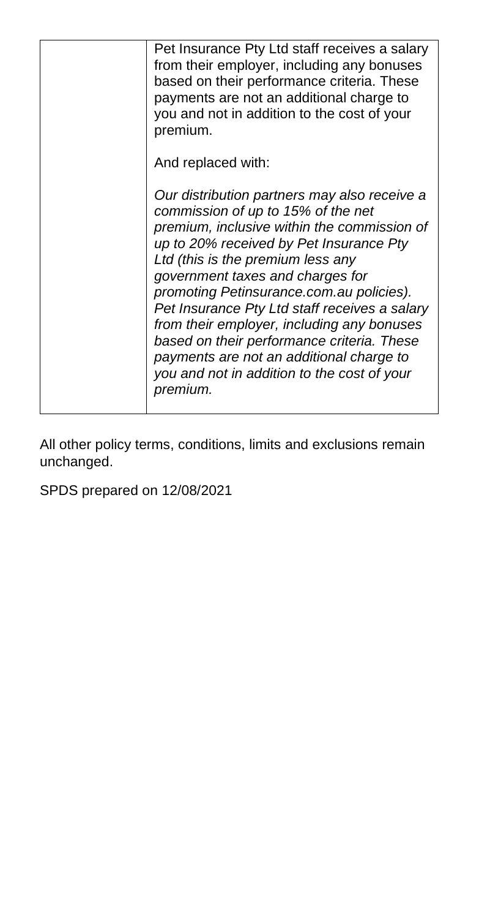| | |
|---|---|
| | Pet Insurance Pty Ltd staff receives a salary from their employer, including any bonuses based on their performance criteria. These payments are not an additional charge to you and not in addition to the cost of your premium.<br><br>And replaced with:<br><br>*Our distribution partners may also receive a commission of up to 15% of the net premium, inclusive within the commission of up to 20% received by Pet Insurance Pty Ltd (this is the premium less any government taxes and charges for promoting Petinsurance.com.au policies). Pet Insurance Pty Ltd staff receives a salary from their employer, including any bonuses based on their performance criteria. These payments are not an additional charge to you and not in addition to the cost of your premium.* |

All other policy terms, conditions, limits and exclusions remain unchanged.

SPDS prepared on 12/08/2021